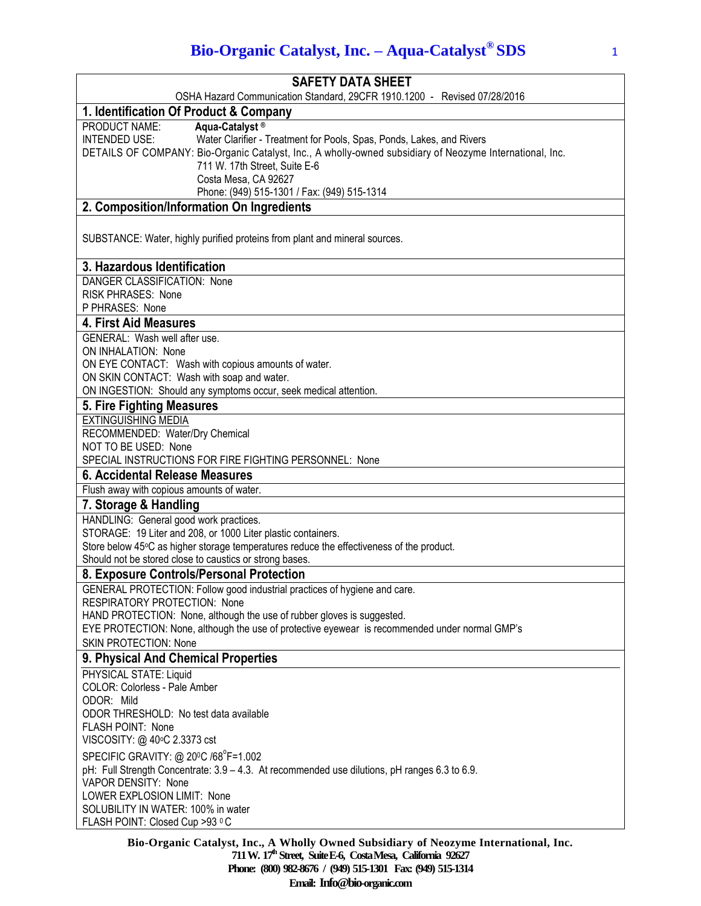# SAFETY DATA SHEET

OSHA Hazard Communication Standard, 29CFR 1910.1200 - Revised 07/28/2016

## 1. Identification Of Product & Company

PRODUCT NAME: **Aqua-Catalyst ®**
INTENDED USE: Water Clarifier - Treatment for Pools, Spas, Ponds, Lakes, and Rivers
DETAILS OF COMPANY: Bio-Organic Catalyst, Inc., A wholly-owned subsidiary of Neozyme International, Inc.
711 W. 17th Street, Suite E-6
Costa Mesa, CA 92627
Phone: (949) 515-1301 / Fax: (949) 515-1314

## 2. Composition/Information On Ingredients

SUBSTANCE: Water, highly purified proteins from plant and mineral sources.

## 3. Hazardous Identification

DANGER CLASSIFICATION: None
RISK PHRASES: None
P PHRASES: None

## 4. First Aid Measures

GENERAL: Wash well after use.
ON INHALATION: None
ON EYE CONTACT: Wash with copious amounts of water.
ON SKIN CONTACT: Wash with soap and water.
ON INGESTION: Should any symptoms occur, seek medical attention.

## 5. Fire Fighting Measures

EXTINGUISHING MEDIA
RECOMMENDED: Water/Dry Chemical
NOT TO BE USED: None
SPECIAL INSTRUCTIONS FOR FIRE FIGHTING PERSONNEL: None

## 6. Accidental Release Measures

Flush away with copious amounts of water.

## 7. Storage & Handling

HANDLING: General good work practices.
STORAGE: 19 Liter and 208, or 1000 Liter plastic containers.
Store below 45°C as higher storage temperatures reduce the effectiveness of the product.
Should not be stored close to caustics or strong bases.

## 8. Exposure Controls/Personal Protection

GENERAL PROTECTION: Follow good industrial practices of hygiene and care.
RESPIRATORY PROTECTION: None
HAND PROTECTION: None, although the use of rubber gloves is suggested.
EYE PROTECTION: None, although the use of protective eyewear is recommended under normal GMP's
SKIN PROTECTION: None

## 9. Physical And Chemical Properties

PHYSICAL STATE: Liquid
COLOR: Colorless - Pale Amber
ODOR: Mild
ODOR THRESHOLD: No test data available
FLASH POINT: None
VISCOSITY: @ 40°C 2.3373 cst
SPECIFIC GRAVITY: @ 20°C /68°F=1.002
pH: Full Strength Concentrate: 3.9 – 4.3. At recommended use dilutions, pH ranges 6.3 to 6.9.
VAPOR DENSITY: None
LOWER EXPLOSION LIMIT: None
SOLUBILITY IN WATER: 100% in water
FLASH POINT: Closed Cup >93 °C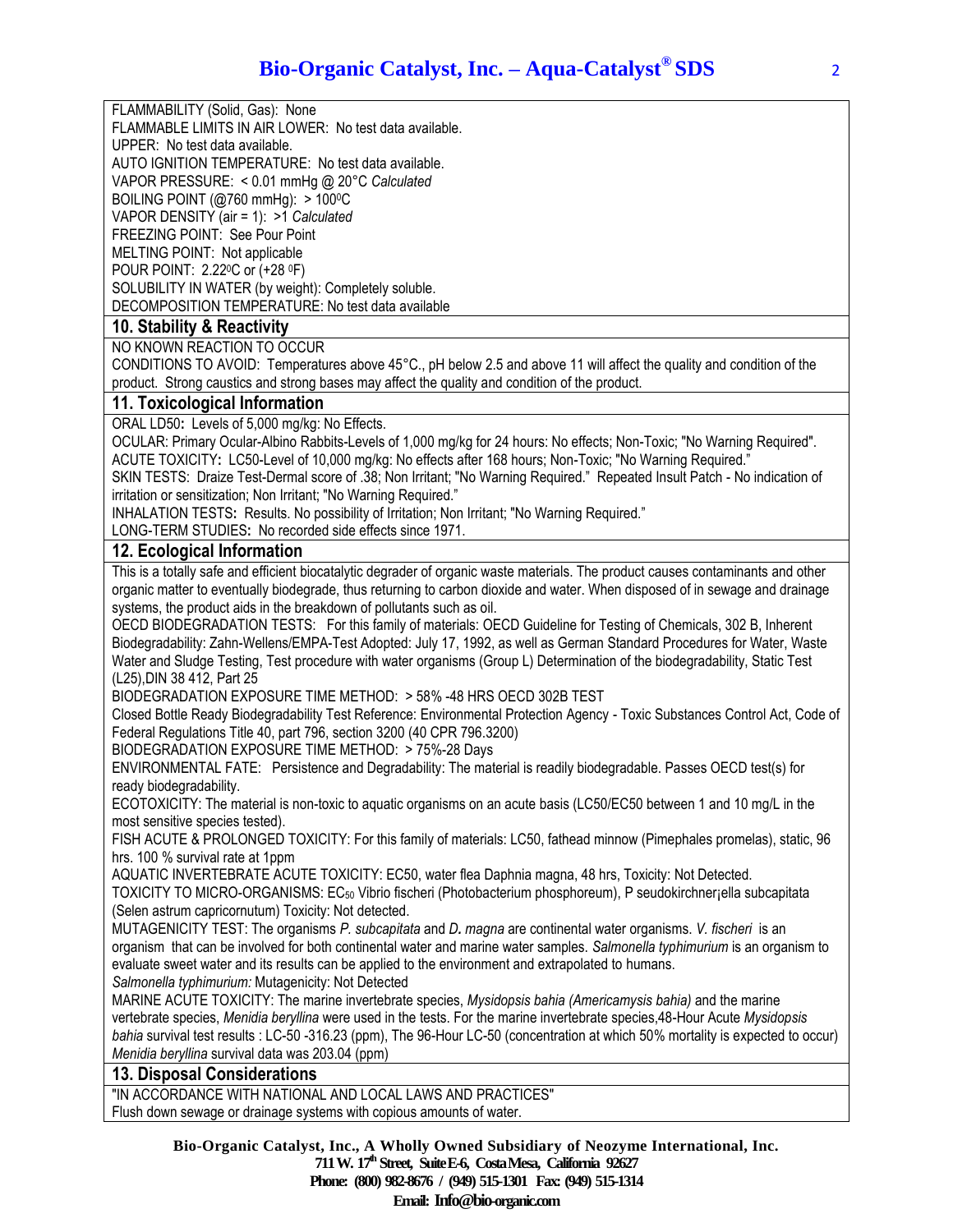FLAMMABILITY (Solid, Gas): None
FLAMMABLE LIMITS IN AIR LOWER: No test data available.
UPPER: No test data available.
AUTO IGNITION TEMPERATURE: No test data available.
VAPOR PRESSURE: < 0.01 mmHg @ 20°C *Calculated*
BOILING POINT (@760 mmHg): > 100⁰C
VAPOR DENSITY (air = 1): >1 *Calculated*
FREEZING POINT: See Pour Point
MELTING POINT: Not applicable
POUR POINT: 2.22⁰C or (+28 ⁰F)
SOLUBILITY IN WATER (by weight): Completely soluble.
DECOMPOSITION TEMPERATURE: No test data available

## 10. Stability & Reactivity

NO KNOWN REACTION TO OCCUR
CONDITIONS TO AVOID: Temperatures above 45°C., pH below 2.5 and above 11 will affect the quality and condition of the product. Strong caustics and strong bases may affect the quality and condition of the product.

## 11. Toxicological Information

ORAL LD50**:** Levels of 5,000 mg/kg: No Effects.
OCULAR: Primary Ocular-Albino Rabbits-Levels of 1,000 mg/kg for 24 hours: No effects; Non-Toxic; "No Warning Required".
ACUTE TOXICITY**:** LC50-Level of 10,000 mg/kg: No effects after 168 hours; Non-Toxic; "No Warning Required."
SKIN TESTS: Draize Test-Dermal score of .38; Non Irritant; "No Warning Required." Repeated Insult Patch - No indication of irritation or sensitization; Non Irritant; "No Warning Required."
INHALATION TESTS**:** Results. No possibility of Irritation; Non Irritant; "No Warning Required."
LONG-TERM STUDIES**:** No recorded side effects since 1971.

## 12. Ecological Information

This is a totally safe and efficient biocatalytic degrader of organic waste materials. The product causes contaminants and other organic matter to eventually biodegrade, thus returning to carbon dioxide and water. When disposed of in sewage and drainage systems, the product aids in the breakdown of pollutants such as oil.
OECD BIODEGRADATION TESTS: For this family of materials: OECD Guideline for Testing of Chemicals, 302 B, Inherent Biodegradability: Zahn-Wellens/EMPA-Test Adopted: July 17, 1992, as well as German Standard Procedures for Water, Waste Water and Sludge Testing, Test procedure with water organisms (Group L) Determination of the biodegradability, Static Test (L25),DIN 38 412, Part 25
BIODEGRADATION EXPOSURE TIME METHOD: > 58% -48 HRS OECD 302B TEST
Closed Bottle Ready Biodegradability Test Reference: Environmental Protection Agency - Toxic Substances Control Act, Code of Federal Regulations Title 40, part 796, section 3200 (40 CPR 796.3200)
BIODEGRADATION EXPOSURE TIME METHOD: > 75%-28 Days
ENVIRONMENTAL FATE: Persistence and Degradability: The material is readily biodegradable. Passes OECD test(s) for ready biodegradability.
ECOTOXICITY: The material is non-toxic to aquatic organisms on an acute basis (LC50/EC50 between 1 and 10 mg/L in the most sensitive species tested).
FISH ACUTE & PROLONGED TOXICITY: For this family of materials: LC50, fathead minnow (Pimephales promelas), static, 96 hrs. 100 % survival rate at 1ppm
AQUATIC INVERTEBRATE ACUTE TOXICITY: EC50, water flea Daphnia magna, 48 hrs, Toxicity: Not Detected.
TOXICITY TO MICRO-ORGANISMS: $EC_{50}$ Vibrio fischeri (Photobacterium phosphoreum), P seudokirchner¡ella subcapitata (Selen astrum capricornutum) Toxicity: Not detected.
MUTAGENICITY TEST: The organisms *P. subcapitata* and *D. magna* are continental water organisms. *V. fischeri* is an organism that can be involved for both continental water and marine water samples. *Salmonella typhimurium* is an organism to evaluate sweet water and its results can be applied to the environment and extrapolated to humans.
*Salmonella typhimurium:* Mutagenicity: Not Detected
MARINE ACUTE TOXICITY: The marine invertebrate species, *Mysidopsis bahia (Americamysis bahia)* and the marine vertebrate species, *Menidia beryllina* were used in the tests. For the marine invertebrate species,48-Hour Acute *Mysidopsis bahia* survival test results : LC-50 -316.23 (ppm), The 96-Hour LC-50 (concentration at which 50% mortality is expected to occur) *Menidia beryllina* survival data was 203.04 (ppm)

## 13. Disposal Considerations

"IN ACCORDANCE WITH NATIONAL AND LOCAL LAWS AND PRACTICES"
Flush down sewage or drainage systems with copious amounts of water.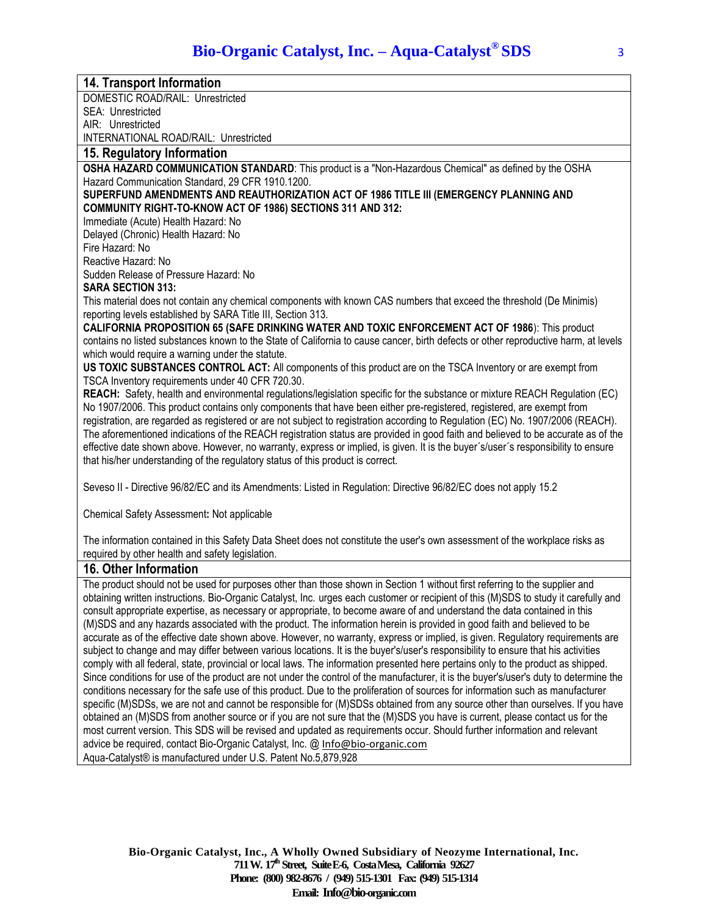## 14. Transport Information

DOMESTIC ROAD/RAIL: Unrestricted
SEA: Unrestricted
AIR: Unrestricted
INTERNATIONAL ROAD/RAIL: Unrestricted

## 15. Regulatory Information

**OSHA HAZARD COMMUNICATION STANDARD**: This product is a "Non-Hazardous Chemical" as defined by the OSHA Hazard Communication Standard, 29 CFR 1910.1200.

**SUPERFUND AMENDMENTS AND REAUTHORIZATION ACT OF 1986 TITLE III (EMERGENCY PLANNING AND COMMUNITY RIGHT-TO-KNOW ACT OF 1986) SECTIONS 311 AND 312:**

Immediate (Acute) Health Hazard: No
Delayed (Chronic) Health Hazard: No
Fire Hazard: No
Reactive Hazard: No
Sudden Release of Pressure Hazard: No

**SARA SECTION 313:**

This material does not contain any chemical components with known CAS numbers that exceed the threshold (De Minimis) reporting levels established by SARA Title III, Section 313.

**CALIFORNIA PROPOSITION 65 (SAFE DRINKING WATER AND TOXIC ENFORCEMENT ACT OF 1986)**: This product contains no listed substances known to the State of California to cause cancer, birth defects or other reproductive harm, at levels which would require a warning under the statute.

**US TOXIC SUBSTANCES CONTROL ACT:** All components of this product are on the TSCA Inventory or are exempt from TSCA Inventory requirements under 40 CFR 720.30.

**REACH:** Safety, health and environmental regulations/legislation specific for the substance or mixture REACH Regulation (EC) No 1907/2006. This product contains only components that have been either pre-registered, registered, are exempt from registration, are regarded as registered or are not subject to registration according to Regulation (EC) No. 1907/2006 (REACH). The aforementioned indications of the REACH registration status are provided in good faith and believed to be accurate as of the effective date shown above. However, no warranty, express or implied, is given. It is the buyer´s/user´s responsibility to ensure that his/her understanding of the regulatory status of this product is correct.

Seveso II - Directive 96/82/EC and its Amendments: Listed in Regulation: Directive 96/82/EC does not apply 15.2

Chemical Safety Assessment**:** Not applicable

The information contained in this Safety Data Sheet does not constitute the user's own assessment of the workplace risks as required by other health and safety legislation.

## 16. Other Information

The product should not be used for purposes other than those shown in Section 1 without first referring to the supplier and obtaining written instructions. Bio-Organic Catalyst, Inc. urges each customer or recipient of this (M)SDS to study it carefully and consult appropriate expertise, as necessary or appropriate, to become aware of and understand the data contained in this (M)SDS and any hazards associated with the product. The information herein is provided in good faith and believed to be accurate as of the effective date shown above. However, no warranty, express or implied, is given. Regulatory requirements are subject to change and may differ between various locations. It is the buyer's/user's responsibility to ensure that his activities comply with all federal, state, provincial or local laws. The information presented here pertains only to the product as shipped. Since conditions for use of the product are not under the control of the manufacturer, it is the buyer's/user's duty to determine the conditions necessary for the safe use of this product. Due to the proliferation of sources for information such as manufacturer specific (M)SDSs, we are not and cannot be responsible for (M)SDSs obtained from any source other than ourselves. If you have obtained an (M)SDS from another source or if you are not sure that the (M)SDS you have is current, please contact us for the most current version. This SDS will be revised and updated as requirements occur. Should further information and relevant advice be required, contact Bio-Organic Catalyst, Inc. @ Info@bio-organic.com

Aqua-Catalyst® is manufactured under U.S. Patent No.5,879,928

**Bio-Organic Catalyst, Inc., A Wholly Owned Subsidiary of Neozyme International, Inc.**
**711 W. 17th Street, Suite E-6, Costa Mesa, California 92627**
**Phone: (800) 982-8676 / (949) 515-1301 Fax: (949) 515-1314**
**Email: Info@bio-organic.com**